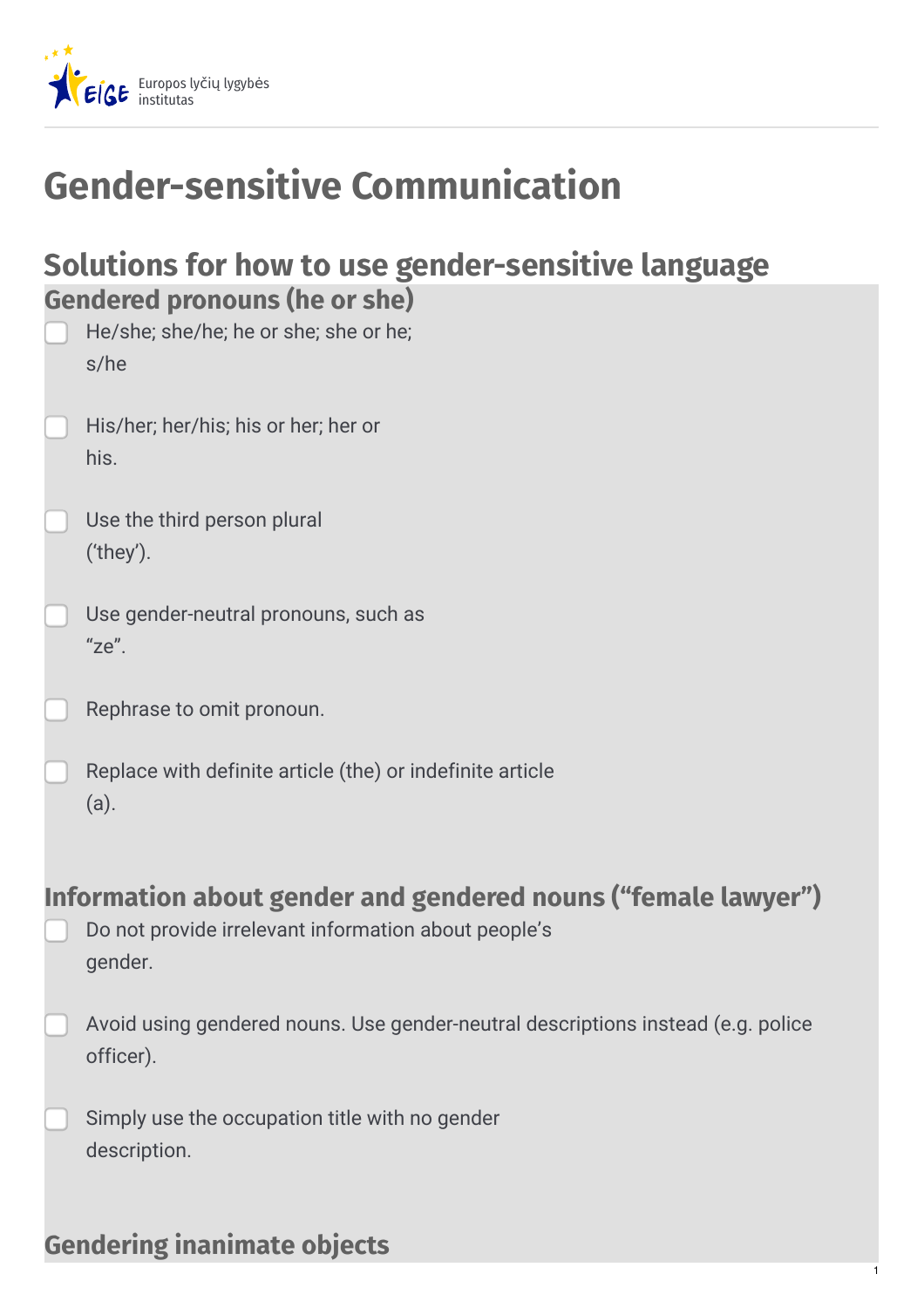Europos lyčių lygybės institutas

# Gender-sensitive Communication

## Solutions for how to use gender-sensitive language

### Gendered pronouns (he or she)

- [ ] He/she; she/he; he or she; she or he; s/he
- [ ] His/her; her/his; his or her; her or his.
- [ ] Use the third person plural ('they').
- [ ] Use gender-neutral pronouns, such as "ze".
- [ ] Rephrase to omit pronoun.
- [ ] Replace with definite article (the) or indefinite article (a).

### Information about gender and gendered nouns ("female lawyer")

- [ ] Do not provide irrelevant information about people's gender.
- [ ] Avoid using gendered nouns. Use gender-neutral descriptions instead (e.g. police officer).
- [ ] Simply use the occupation title with no gender description.

### Gendering inanimate objects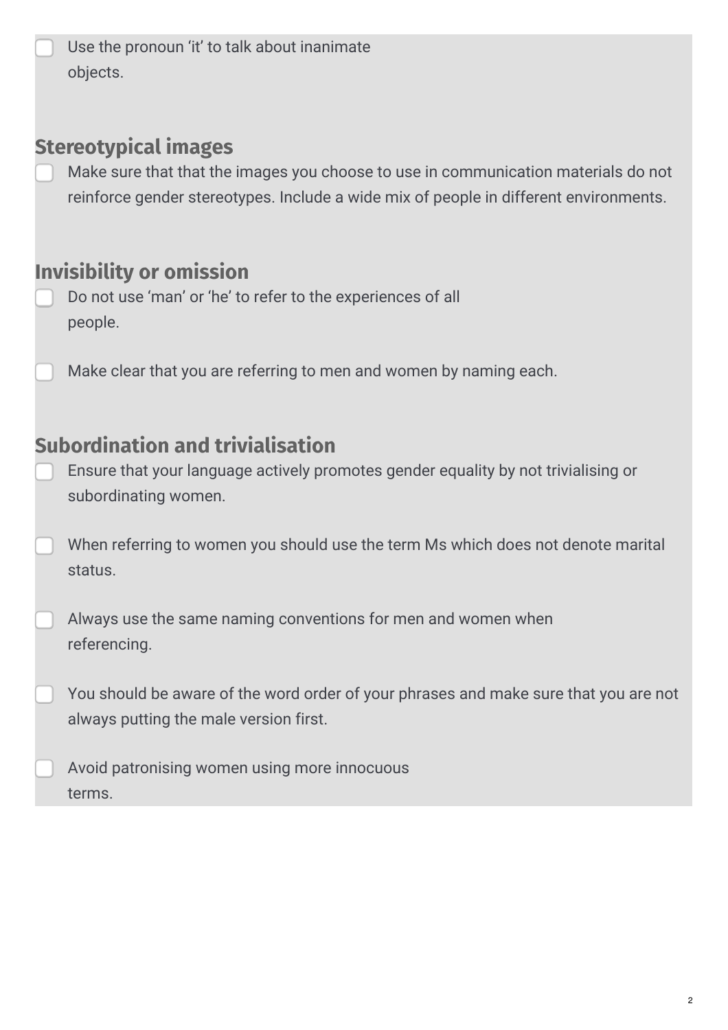- [ ] Use the pronoun 'it' to talk about inanimate objects.

## Stereotypical images

- [ ] Make sure that that the images you choose to use in communication materials do not reinforce gender stereotypes. Include a wide mix of people in different environments.

## Invisibility or omission

- [ ] Do not use 'man' or 'he' to refer to the experiences of all people.

- [ ] Make clear that you are referring to men and women by naming each.

## Subordination and trivialisation

- [ ] Ensure that your language actively promotes gender equality by not trivialising or subordinating women.

- [ ] When referring to women you should use the term Ms which does not denote marital status.

- [ ] Always use the same naming conventions for men and women when referencing.

- [ ] You should be aware of the word order of your phrases and make sure that you are not always putting the male version first.

- [ ] Avoid patronising women using more innocuous terms.